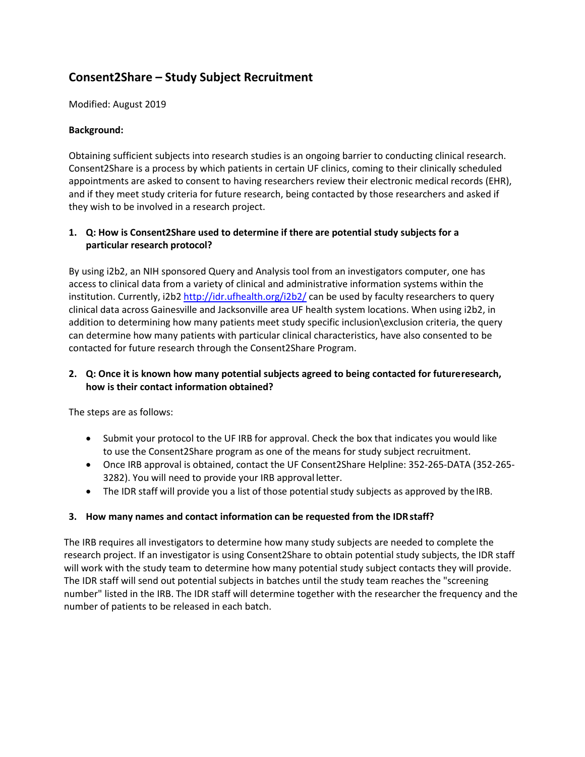# Consent2Share – Study Subject Recruitment

Modified: August 2019

**Background:**

Obtaining sufficient subjects into research studies is an ongoing barrier to conducting clinical research. Consent2Share is a process by which patients in certain UF clinics, coming to their clinically scheduled appointments are asked to consent to having researchers review their electronic medical records (EHR), and if they meet study criteria for future research, being contacted by those researchers and asked if they wish to be involved in a research project.

1. **Q: How is Consent2Share used to determine if there are potential study subjects for a particular research protocol?**

By using i2b2, an NIH sponsored Query and Analysis tool from an investigators computer, one has access to clinical data from a variety of clinical and administrative information systems within the institution. Currently, i2b2 http://idr.ufhealth.org/i2b2/ can be used by faculty researchers to query clinical data across Gainesville and Jacksonville area UF health system locations. When using i2b2, in addition to determining how many patients meet study specific inclusion\exclusion criteria, the query can determine how many patients with particular clinical characteristics, have also consented to be contacted for future research through the Consent2Share Program.

2. **Q: Once it is known how many potential subjects agreed to being contacted for future research, how is their contact information obtained?**

The steps are as follows:

- Submit your protocol to the UF IRB for approval. Check the box that indicates you would like to use the Consent2Share program as one of the means for study subject recruitment.
- Once IRB approval is obtained, contact the UF Consent2Share Helpline: 352-265-DATA (352-265-3282). You will need to provide your IRB approval letter.
- The IDR staff will provide you a list of those potential study subjects as approved by the IRB.

3. **How many names and contact information can be requested from the IDR staff?**

The IRB requires all investigators to determine how many study subjects are needed to complete the research project. If an investigator is using Consent2Share to obtain potential study subjects, the IDR staff will work with the study team to determine how many potential study subject contacts they will provide. The IDR staff will send out potential subjects in batches until the study team reaches the "screening number" listed in the IRB. The IDR staff will determine together with the researcher the frequency and the number of patients to be released in each batch.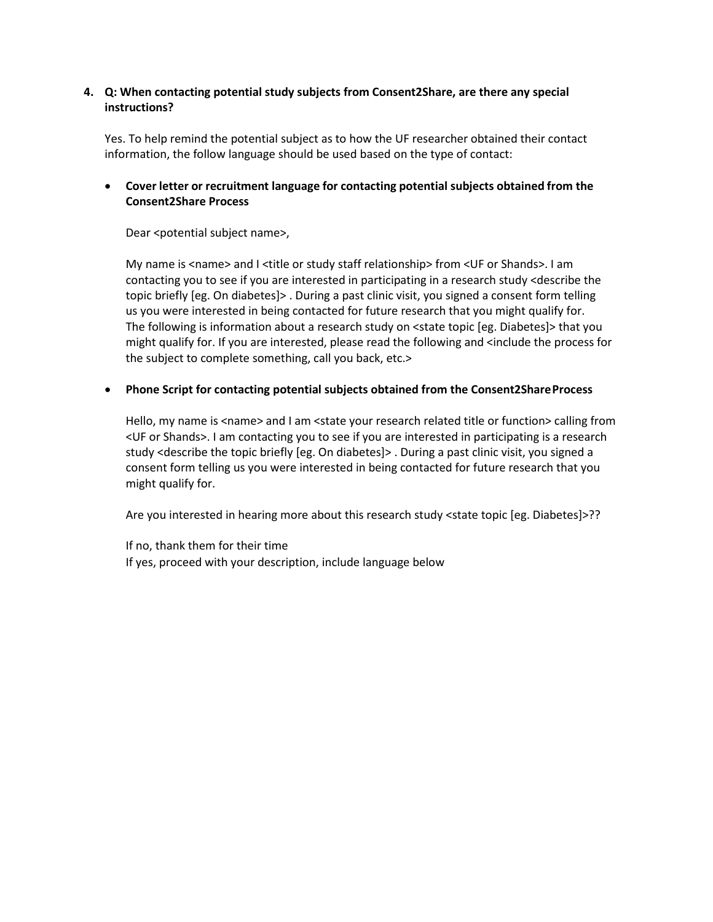4. **Q: When contacting potential study subjects from Consent2Share, are there any special instructions?**

   Yes. To help remind the potential subject as to how the UF researcher obtained their contact information, the follow language should be used based on the type of contact:

   - **Cover letter or recruitment language for contacting potential subjects obtained from the Consent2Share Process**

     Dear <potential subject name>,

     My name is <name> and I <title or study staff relationship> from <UF or Shands>. I am contacting you to see if you are interested in participating in a research study <describe the topic briefly [eg. On diabetes]> . During a past clinic visit, you signed a consent form telling us you were interested in being contacted for future research that you might qualify for. The following is information about a research study on <state topic [eg. Diabetes]> that you might qualify for. If you are interested, please read the following and <include the process for the subject to complete something, call you back, etc.>

   - **Phone Script for contacting potential subjects obtained from the Consent2Share Process**

     Hello, my name is <name> and I am <state your research related title or function> calling from <UF or Shands>. I am contacting you to see if you are interested in participating is a research study <describe the topic briefly [eg. On diabetes]> . During a past clinic visit, you signed a consent form telling us you were interested in being contacted for future research that you might qualify for.

     Are you interested in hearing more about this research study <state topic [eg. Diabetes]>??

     If no, thank them for their time
     If yes, proceed with your description, include language below